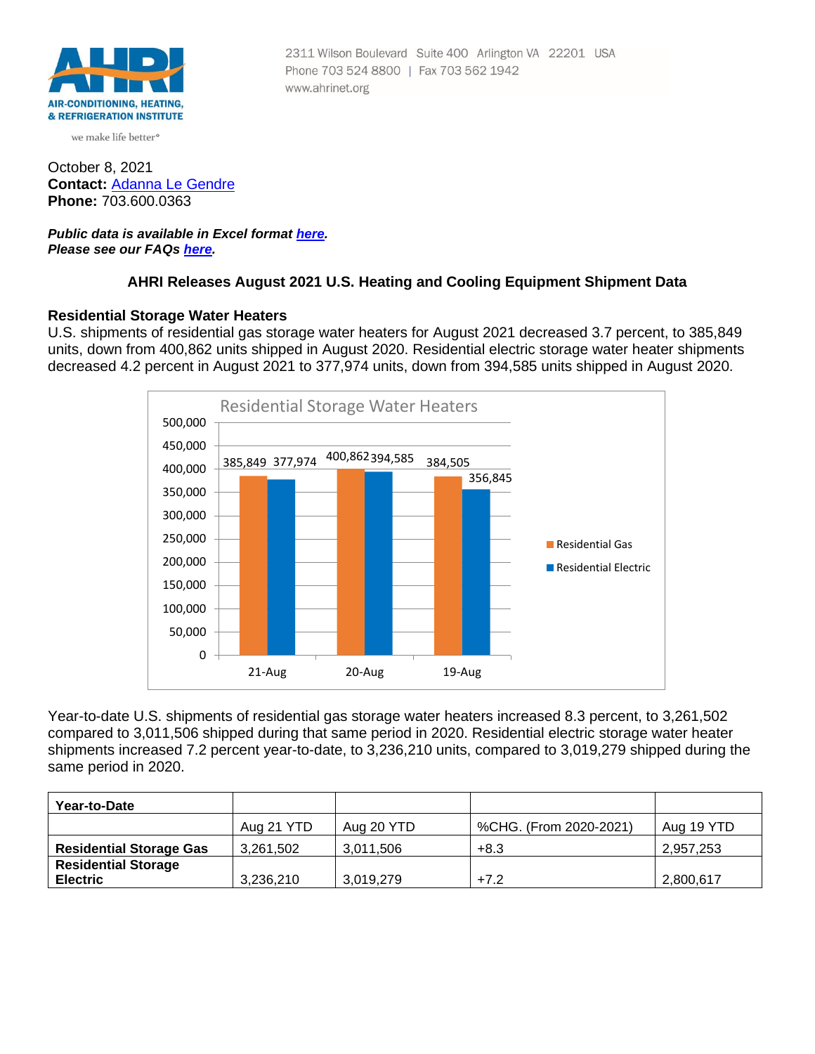2311 Wilson Boulevard Suite 400 Arlington VA 22201 USA
Phone 703 524 8800 | Fax 703 562 1942
www.ahrinet.org

AHRI
AIR-CONDITIONING, HEATING, & REFRIGERATION INSTITUTE
we make life better®

October 8, 2021
**Contact:** Adanna Le Gendre
**Phone:** 703.600.0363

***Public data is available in Excel format here.***
***Please see our FAQs here.***

## AHRI Releases August 2021 U.S. Heating and Cooling Equipment Shipment Data

### Residential Storage Water Heaters

U.S. shipments of residential gas storage water heaters for August 2021 decreased 3.7 percent, to 385,849 units, down from 400,862 units shipped in August 2020. Residential electric storage water heater shipments decreased 4.2 percent in August 2021 to 377,974 units, down from 394,585 units shipped in August 2020.

Residential Storage Water Heaters

| | Residential Gas | Residential Electric |
|---|---|---|
| 21-Aug | 385,849 | 377,974 |
| 20-Aug | 400,862 | 394,585 |
| 19-Aug | 384,505 | 356,845 |

Year-to-date U.S. shipments of residential gas storage water heaters increased 8.3 percent, to 3,261,502 compared to 3,011,506 shipped during that same period in 2020. Residential electric storage water heater shipments increased 7.2 percent year-to-date, to 3,236,210 units, compared to 3,019,279 shipped during the same period in 2020.

| **Year-to-Date** | | | | |
|---|---|---|---|---|
| | Aug 21 YTD | Aug 20 YTD | %CHG. (From 2020-2021) | Aug 19 YTD |
| **Residential Storage Gas** | 3,261,502 | 3,011,506 | +8.3 | 2,957,253 |
| **Residential Storage Electric** | 3,236,210 | 3,019,279 | +7.2 | 2,800,617 |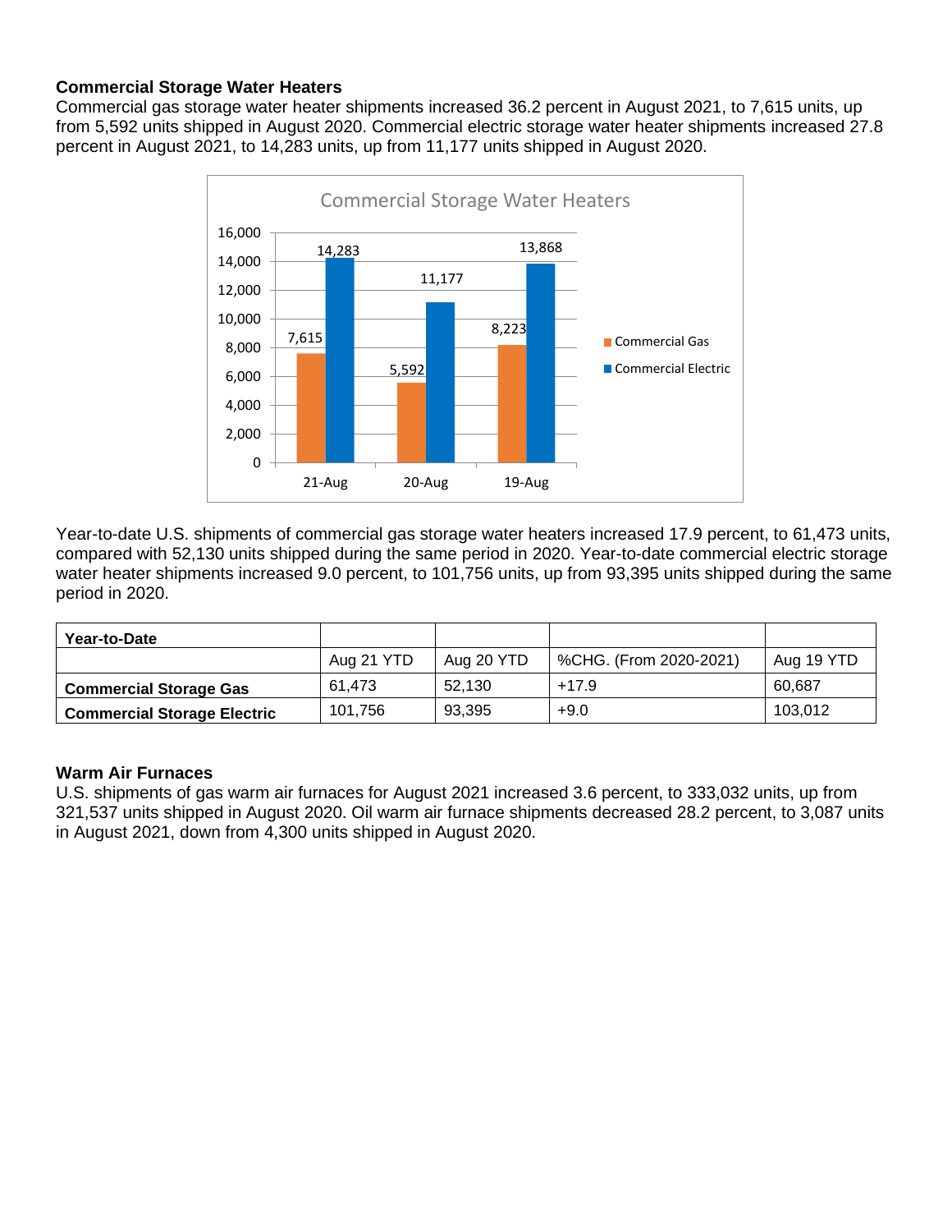### Commercial Storage Water Heaters

Commercial gas storage water heater shipments increased 36.2 percent in August 2021, to 7,615 units, up from 5,592 units shipped in August 2020. Commercial electric storage water heater shipments increased 27.8 percent in August 2021, to 14,283 units, up from 11,177 units shipped in August 2020.

**Commercial Storage Water Heaters**

| | 21-Aug | 20-Aug | 19-Aug |
|---|---|---|---|
| Commercial Gas | 7,615 | 5,592 | 8,223 |
| Commercial Electric | 14,283 | 11,177 | 13,868 |

Year-to-date U.S. shipments of commercial gas storage water heaters increased 17.9 percent, to 61,473 units, compared with 52,130 units shipped during the same period in 2020. Year-to-date commercial electric storage water heater shipments increased 9.0 percent, to 101,756 units, up from 93,395 units shipped during the same period in 2020.

| Year-to-Date | | | | |
|---|---|---|---|---|
| | Aug 21 YTD | Aug 20 YTD | %CHG. (From 2020-2021) | Aug 19 YTD |
| **Commercial Storage Gas** | 61,473 | 52,130 | +17.9 | 60,687 |
| **Commercial Storage Electric** | 101,756 | 93,395 | +9.0 | 103,012 |

### Warm Air Furnaces

U.S. shipments of gas warm air furnaces for August 2021 increased 3.6 percent, to 333,032 units, up from 321,537 units shipped in August 2020. Oil warm air furnace shipments decreased 28.2 percent, to 3,087 units in August 2021, down from 4,300 units shipped in August 2020.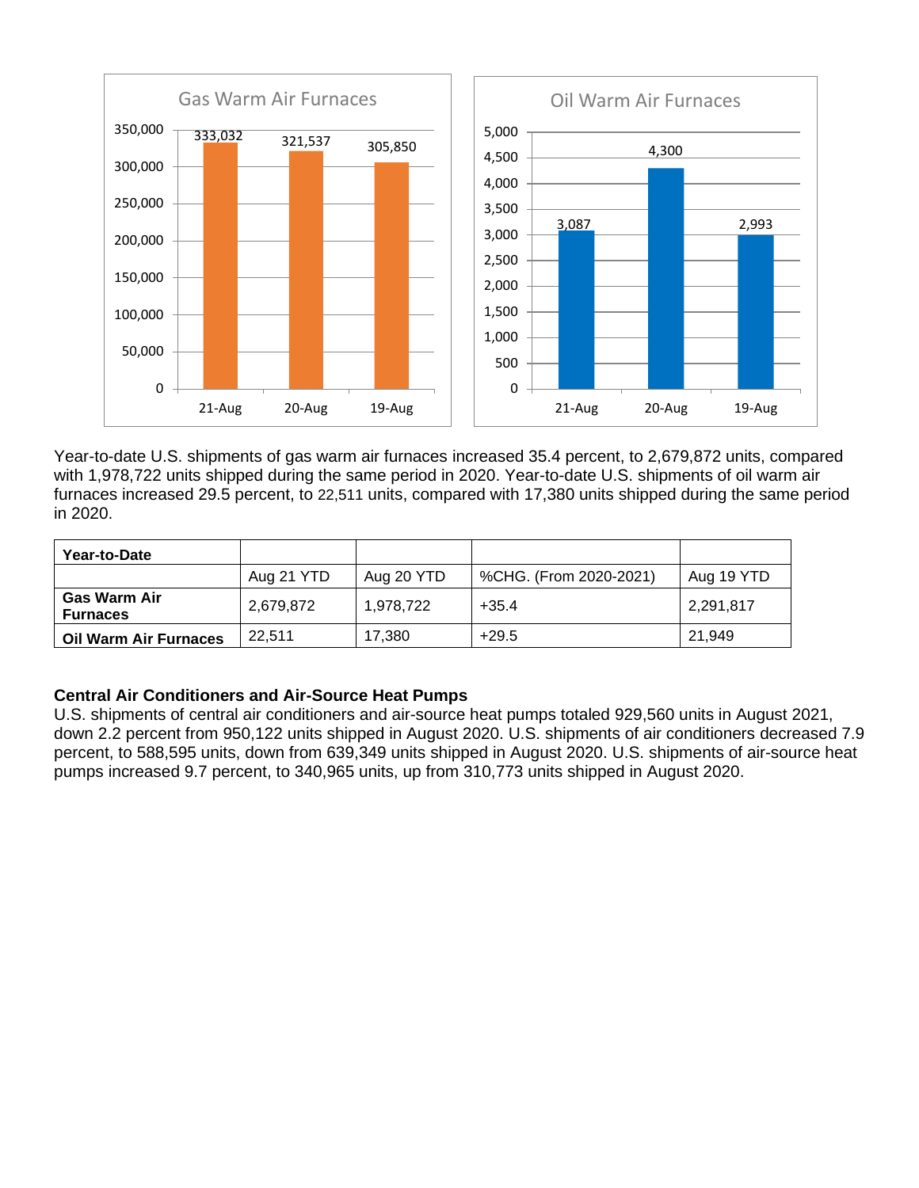Gas Warm Air Furnaces

| | 21-Aug | 20-Aug | 19-Aug |
|---|---|---|---|
| Gas Warm Air Furnaces | 333,032 | 321,537 | 305,850 |

Oil Warm Air Furnaces

| | 21-Aug | 20-Aug | 19-Aug |
|---|---|---|---|
| Oil Warm Air Furnaces | 3,087 | 4,300 | 2,993 |

Year-to-date U.S. shipments of gas warm air furnaces increased 35.4 percent, to 2,679,872 units, compared with 1,978,722 units shipped during the same period in 2020. Year-to-date U.S. shipments of oil warm air furnaces increased 29.5 percent, to 22,511 units, compared with 17,380 units shipped during the same period in 2020.

| **Year-to-Date** | | | | |
|---|---|---|---|---|
| | Aug 21 YTD | Aug 20 YTD | %CHG. (From 2020-2021) | Aug 19 YTD |
| **Gas Warm Air Furnaces** | 2,679,872 | 1,978,722 | +35.4 | 2,291,817 |
| **Oil Warm Air Furnaces** | 22,511 | 17,380 | +29.5 | 21,949 |

### Central Air Conditioners and Air-Source Heat Pumps

U.S. shipments of central air conditioners and air-source heat pumps totaled 929,560 units in August 2021, down 2.2 percent from 950,122 units shipped in August 2020. U.S. shipments of air conditioners decreased 7.9 percent, to 588,595 units, down from 639,349 units shipped in August 2020. U.S. shipments of air-source heat pumps increased 9.7 percent, to 340,965 units, up from 310,773 units shipped in August 2020.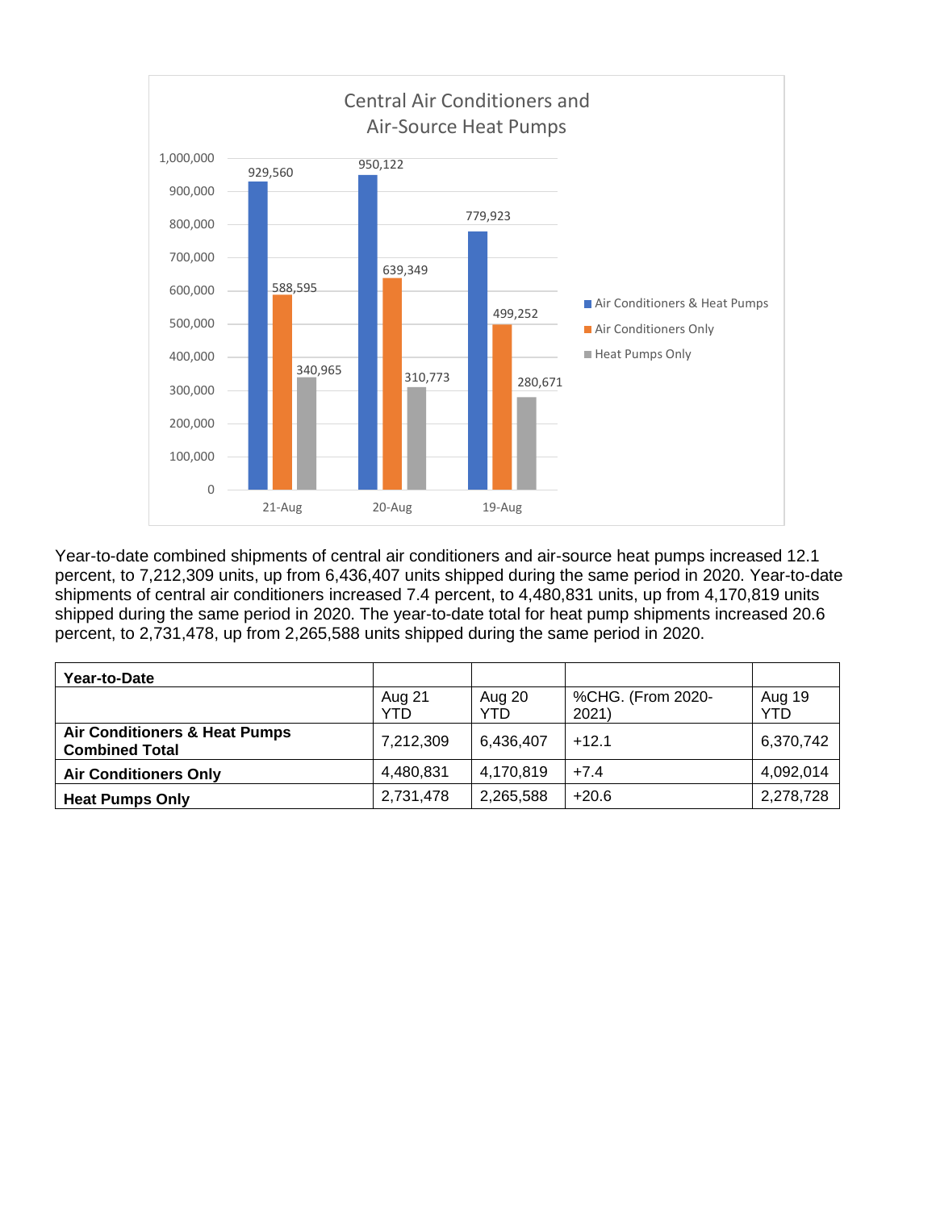**Central Air Conditioners and Air-Source Heat Pumps**

| | 21-Aug | 20-Aug | 19-Aug |
|---|---|---|---|
| Air Conditioners & Heat Pumps | 929,560 | 950,122 | 779,923 |
| Air Conditioners Only | 588,595 | 639,349 | 499,252 |
| Heat Pumps Only | 340,965 | 310,773 | 280,671 |

Year-to-date combined shipments of central air conditioners and air-source heat pumps increased 12.1 percent, to 7,212,309 units, up from 6,436,407 units shipped during the same period in 2020. Year-to-date shipments of central air conditioners increased 7.4 percent, to 4,480,831 units, up from 4,170,819 units shipped during the same period in 2020. The year-to-date total for heat pump shipments increased 20.6 percent, to 2,731,478, up from 2,265,588 units shipped during the same period in 2020.

| **Year-to-Date** | | | | |
|---|---|---|---|---|
| | Aug 21 YTD | Aug 20 YTD | %CHG. (From 2020-2021) | Aug 19 YTD |
| **Air Conditioners & Heat Pumps Combined Total** | 7,212,309 | 6,436,407 | +12.1 | 6,370,742 |
| **Air Conditioners Only** | 4,480,831 | 4,170,819 | +7.4 | 4,092,014 |
| **Heat Pumps Only** | 2,731,478 | 2,265,588 | +20.6 | 2,278,728 |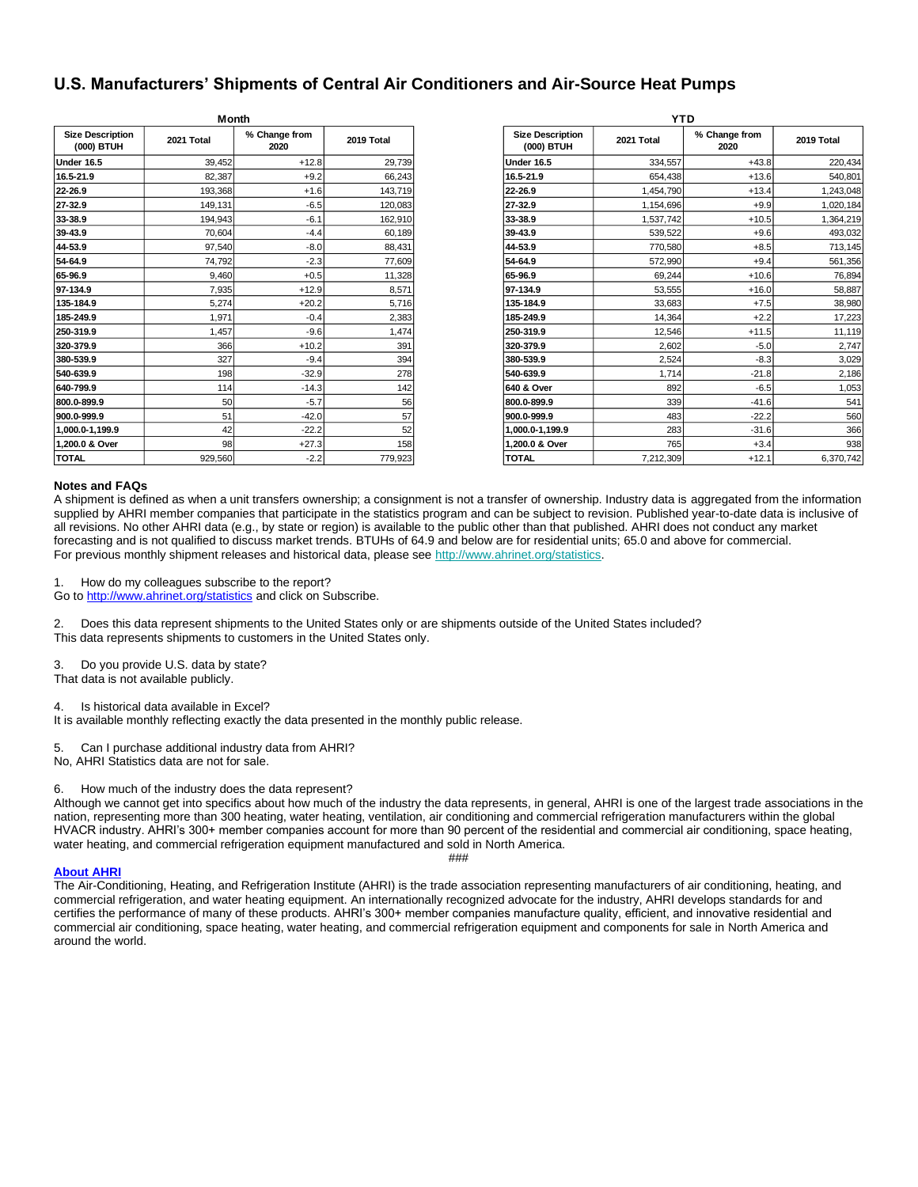# U.S. Manufacturers' Shipments of Central Air Conditioners and Air-Source Heat Pumps

**Month**

| Size Description (000) BTUH | 2021 Total | % Change from 2020 | 2019 Total |
|---|---|---|---|
| Under 16.5 | 39,452 | +12.8 | 29,739 |
| 16.5-21.9 | 82,387 | +9.2 | 66,243 |
| 22-26.9 | 193,368 | +1.6 | 143,719 |
| 27-32.9 | 149,131 | -6.5 | 120,083 |
| 33-38.9 | 194,943 | -6.1 | 162,910 |
| 39-43.9 | 70,604 | -4.4 | 60,189 |
| 44-53.9 | 97,540 | -8.0 | 88,431 |
| 54-64.9 | 74,792 | -2.3 | 77,609 |
| 65-96.9 | 9,460 | +0.5 | 11,328 |
| 97-134.9 | 7,935 | +12.9 | 8,571 |
| 135-184.9 | 5,274 | +20.2 | 5,716 |
| 185-249.9 | 1,971 | -0.4 | 2,383 |
| 250-319.9 | 1,457 | -9.6 | 1,474 |
| 320-379.9 | 366 | +10.2 | 391 |
| 380-539.9 | 327 | -9.4 | 394 |
| 540-639.9 | 198 | -32.9 | 278 |
| 640-799.9 | 114 | -14.3 | 142 |
| 800.0-899.9 | 50 | -5.7 | 56 |
| 900.0-999.9 | 51 | -42.0 | 57 |
| 1,000.0-1,199.9 | 42 | -22.2 | 52 |
| 1,200.0 & Over | 98 | +27.3 | 158 |
| TOTAL | 929,560 | -2.2 | 779,923 |

**YTD**

| Size Description (000) BTUH | 2021 Total | % Change from 2020 | 2019 Total |
|---|---|---|---|
| Under 16.5 | 334,557 | +43.8 | 220,434 |
| 16.5-21.9 | 654,438 | +13.6 | 540,801 |
| 22-26.9 | 1,454,790 | +13.4 | 1,243,048 |
| 27-32.9 | 1,154,696 | +9.9 | 1,020,184 |
| 33-38.9 | 1,537,742 | +10.5 | 1,364,219 |
| 39-43.9 | 539,522 | +9.6 | 493,032 |
| 44-53.9 | 770,580 | +8.5 | 713,145 |
| 54-64.9 | 572,990 | +9.4 | 561,356 |
| 65-96.9 | 69,244 | +10.6 | 76,894 |
| 97-134.9 | 53,555 | +16.0 | 58,887 |
| 135-184.9 | 33,683 | +7.5 | 38,980 |
| 185-249.9 | 14,364 | +2.2 | 17,223 |
| 250-319.9 | 12,546 | +11.5 | 11,119 |
| 320-379.9 | 2,602 | -5.0 | 2,747 |
| 380-539.9 | 2,524 | -8.3 | 3,029 |
| 540-639.9 | 1,714 | -21.8 | 2,186 |
| 640 & Over | 892 | -6.5 | 1,053 |
| 800.0-899.9 | 339 | -41.6 | 541 |
| 900.0-999.9 | 483 | -22.2 | 560 |
| 1,000.0-1,199.9 | 283 | -31.6 | 366 |
| 1,200.0 & Over | 765 | +3.4 | 938 |
| TOTAL | 7,212,309 | +12.1 | 6,370,742 |

## Notes and FAQs

A shipment is defined as when a unit transfers ownership; a consignment is not a transfer of ownership. Industry data is aggregated from the information supplied by AHRI member companies that participate in the statistics program and can be subject to revision. Published year-to-date data is inclusive of all revisions. No other AHRI data (e.g., by state or region) is available to the public other than that published. AHRI does not conduct any market forecasting and is not qualified to discuss market trends. BTUHs of 64.9 and below are for residential units; 65.0 and above for commercial. For previous monthly shipment releases and historical data, please see http://www.ahrinet.org/statistics.

1. How do my colleagues subscribe to the report?
Go to http://www.ahrinet.org/statistics and click on Subscribe.

2. Does this data represent shipments to the United States only or are shipments outside of the United States included?
This data represents shipments to customers in the United States only.

3. Do you provide U.S. data by state?
That data is not available publicly.

4. Is historical data available in Excel?
It is available monthly reflecting exactly the data presented in the monthly public release.

5. Can I purchase additional industry data from AHRI?
No, AHRI Statistics data are not for sale.

6. How much of the industry does the data represent?
Although we cannot get into specifics about how much of the industry the data represents, in general, AHRI is one of the largest trade associations in the nation, representing more than 300 heating, water heating, ventilation, air conditioning and commercial refrigeration manufacturers within the global HVACR industry. AHRI's 300+ member companies account for more than 90 percent of the residential and commercial air conditioning, space heating, water heating, and commercial refrigeration equipment manufactured and sold in North America.

###

**About AHRI**

The Air-Conditioning, Heating, and Refrigeration Institute (AHRI) is the trade association representing manufacturers of air conditioning, heating, and commercial refrigeration, and water heating equipment. An internationally recognized advocate for the industry, AHRI develops standards for and certifies the performance of many of these products. AHRI's 300+ member companies manufacture quality, efficient, and innovative residential and commercial air conditioning, space heating, water heating, and commercial refrigeration equipment and components for sale in North America and around the world.